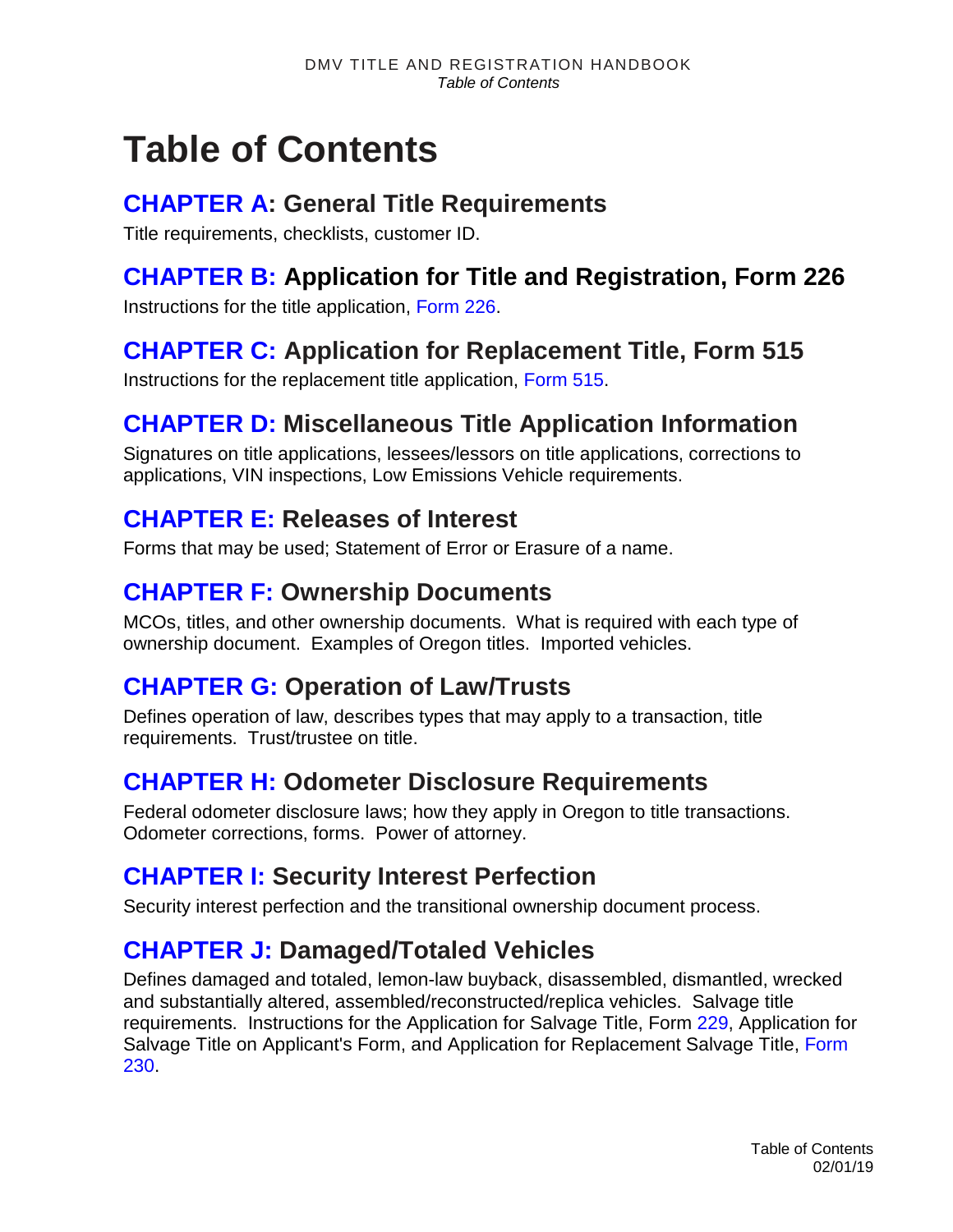# Table of Contents

## CHAPTER A: General Title Requirements

Title requirements, checklists, customer ID.

## CHAPTER B: Application for Title and Registration, Form 226

Instructions for the title application, Form 226.

## CHAPTER C: Application for Replacement Title, Form 515

Instructions for the replacement title application, Form 515.

## CHAPTER D: Miscellaneous Title Application Information

Signatures on title applications, lessees/lessors on title applications, corrections to applications, VIN inspections, Low Emissions Vehicle requirements.

## CHAPTER E: Releases of Interest

Forms that may be used; Statement of Error or Erasure of a name.

## CHAPTER F: Ownership Documents

MCOs, titles, and other ownership documents. What is required with each type of ownership document. Examples of Oregon titles. Imported vehicles.

## CHAPTER G: Operation of Law/Trusts

Defines operation of law, describes types that may apply to a transaction, title requirements. Trust/trustee on title.

## CHAPTER H: Odometer Disclosure Requirements

Federal odometer disclosure laws; how they apply in Oregon to title transactions. Odometer corrections, forms. Power of attorney.

## CHAPTER I: Security Interest Perfection

Security interest perfection and the transitional ownership document process.

## CHAPTER J: Damaged/Totaled Vehicles

Defines damaged and totaled, lemon-law buyback, disassembled, dismantled, wrecked and substantially altered, assembled/reconstructed/replica vehicles. Salvage title requirements. Instructions for the Application for Salvage Title, Form 229, Application for Salvage Title on Applicant's Form, and Application for Replacement Salvage Title, Form 230.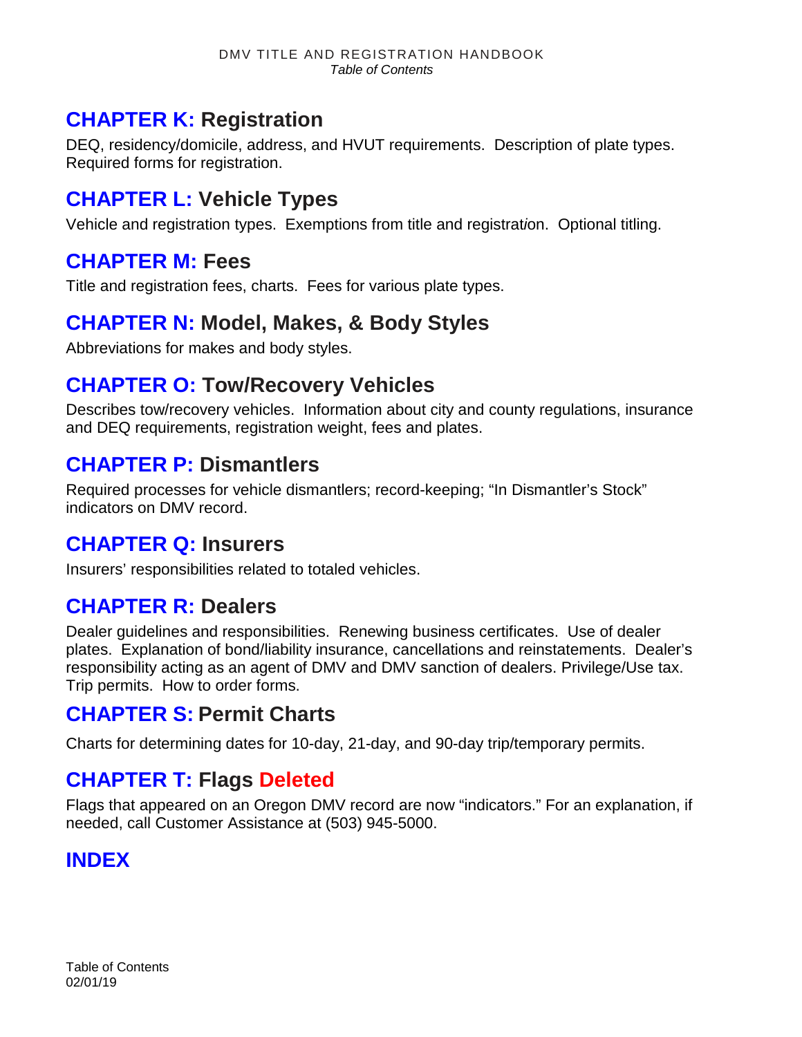## CHAPTER K: Registration

DEQ, residency/domicile, address, and HVUT requirements. Description of plate types. Required forms for registration.

## CHAPTER L: Vehicle Types

Vehicle and registration types. Exemptions from title and registration. Optional titling.

## CHAPTER M: Fees

Title and registration fees, charts. Fees for various plate types.

## CHAPTER N: Model, Makes, & Body Styles

Abbreviations for makes and body styles.

## CHAPTER O: Tow/Recovery Vehicles

Describes tow/recovery vehicles. Information about city and county regulations, insurance and DEQ requirements, registration weight, fees and plates.

## CHAPTER P: Dismantlers

Required processes for vehicle dismantlers; record-keeping; "In Dismantler's Stock" indicators on DMV record.

## CHAPTER Q: Insurers

Insurers' responsibilities related to totaled vehicles.

## CHAPTER R: Dealers

Dealer guidelines and responsibilities. Renewing business certificates. Use of dealer plates. Explanation of bond/liability insurance, cancellations and reinstatements. Dealer's responsibility acting as an agent of DMV and DMV sanction of dealers. Privilege/Use tax. Trip permits. How to order forms.

## CHAPTER S: Permit Charts

Charts for determining dates for 10-day, 21-day, and 90-day trip/temporary permits.

## CHAPTER T: Flags Deleted

Flags that appeared on an Oregon DMV record are now "indicators." For an explanation, if needed, call Customer Assistance at (503) 945-5000.

## INDEX